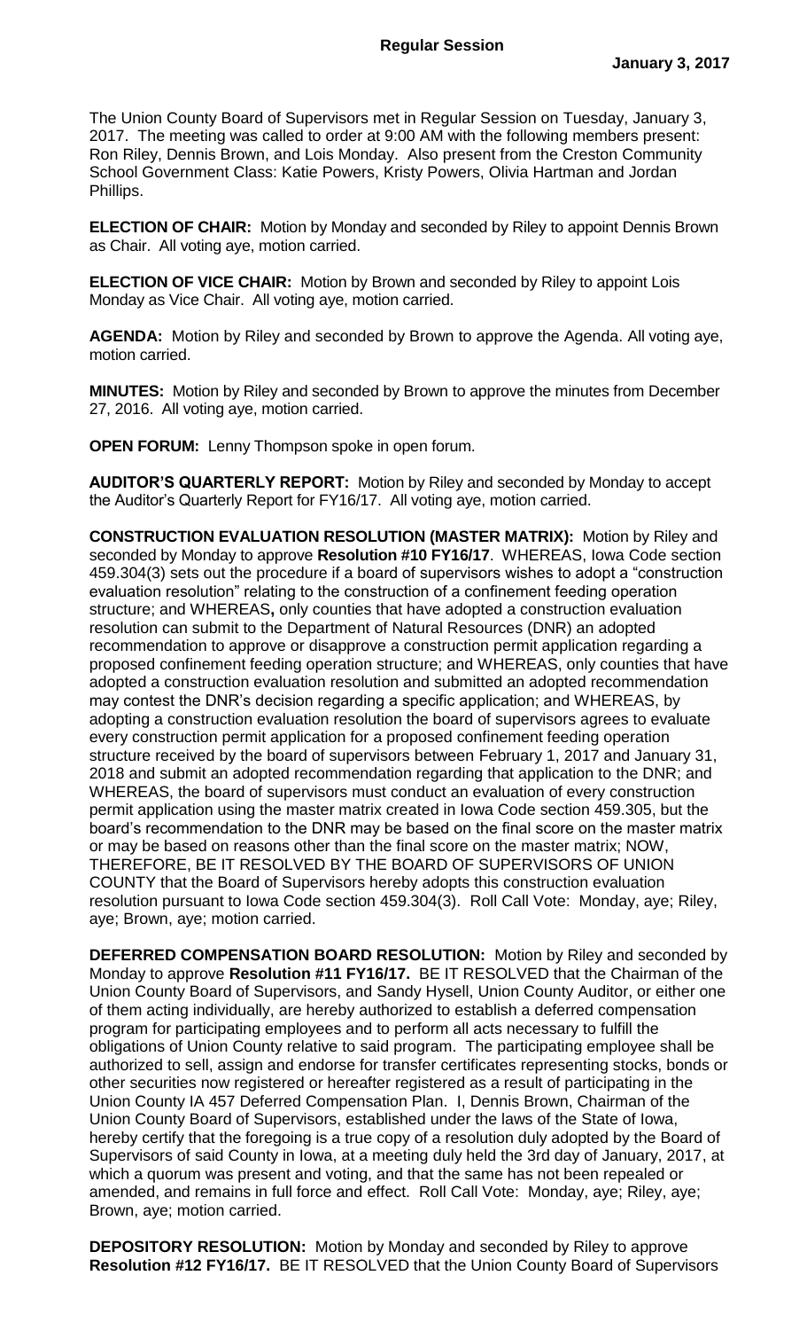**Regular Session**

**January 3, 2017**

The Union County Board of Supervisors met in Regular Session on Tuesday, January 3, 2017. The meeting was called to order at 9:00 AM with the following members present: Ron Riley, Dennis Brown, and Lois Monday. Also present from the Creston Community School Government Class: Katie Powers, Kristy Powers, Olivia Hartman and Jordan Phillips.

**ELECTION OF CHAIR:** Motion by Monday and seconded by Riley to appoint Dennis Brown as Chair. All voting aye, motion carried.

**ELECTION OF VICE CHAIR:** Motion by Brown and seconded by Riley to appoint Lois Monday as Vice Chair. All voting aye, motion carried.

**AGENDA:** Motion by Riley and seconded by Brown to approve the Agenda. All voting aye, motion carried.

**MINUTES:** Motion by Riley and seconded by Brown to approve the minutes from December 27, 2016. All voting aye, motion carried.

**OPEN FORUM:** Lenny Thompson spoke in open forum.

**AUDITOR'S QUARTERLY REPORT:** Motion by Riley and seconded by Monday to accept the Auditor's Quarterly Report for FY16/17. All voting aye, motion carried.

**CONSTRUCTION EVALUATION RESOLUTION (MASTER MATRIX):** Motion by Riley and seconded by Monday to approve **Resolution #10 FY16/17**. WHEREAS, Iowa Code section 459.304(3) sets out the procedure if a board of supervisors wishes to adopt a "construction evaluation resolution" relating to the construction of a confinement feeding operation structure; and WHEREAS**,** only counties that have adopted a construction evaluation resolution can submit to the Department of Natural Resources (DNR) an adopted recommendation to approve or disapprove a construction permit application regarding a proposed confinement feeding operation structure; and WHEREAS, only counties that have adopted a construction evaluation resolution and submitted an adopted recommendation may contest the DNR's decision regarding a specific application; and WHEREAS, by adopting a construction evaluation resolution the board of supervisors agrees to evaluate every construction permit application for a proposed confinement feeding operation structure received by the board of supervisors between February 1, 2017 and January 31, 2018 and submit an adopted recommendation regarding that application to the DNR; and WHEREAS, the board of supervisors must conduct an evaluation of every construction permit application using the master matrix created in Iowa Code section 459.305, but the board's recommendation to the DNR may be based on the final score on the master matrix or may be based on reasons other than the final score on the master matrix; NOW, THEREFORE, BE IT RESOLVED BY THE BOARD OF SUPERVISORS OF UNION COUNTY that the Board of Supervisors hereby adopts this construction evaluation resolution pursuant to Iowa Code section 459.304(3). Roll Call Vote: Monday, aye; Riley, aye; Brown, aye; motion carried.

**DEFERRED COMPENSATION BOARD RESOLUTION:** Motion by Riley and seconded by Monday to approve **Resolution #11 FY16/17.** BE IT RESOLVED that the Chairman of the Union County Board of Supervisors, and Sandy Hysell, Union County Auditor, or either one of them acting individually, are hereby authorized to establish a deferred compensation program for participating employees and to perform all acts necessary to fulfill the obligations of Union County relative to said program. The participating employee shall be authorized to sell, assign and endorse for transfer certificates representing stocks, bonds or other securities now registered or hereafter registered as a result of participating in the Union County IA 457 Deferred Compensation Plan. I, Dennis Brown, Chairman of the Union County Board of Supervisors, established under the laws of the State of Iowa, hereby certify that the foregoing is a true copy of a resolution duly adopted by the Board of Supervisors of said County in Iowa, at a meeting duly held the 3rd day of January, 2017, at which a quorum was present and voting, and that the same has not been repealed or amended, and remains in full force and effect. Roll Call Vote: Monday, aye; Riley, aye; Brown, aye; motion carried.

**DEPOSITORY RESOLUTION:** Motion by Monday and seconded by Riley to approve **Resolution #12 FY16/17.** BE IT RESOLVED that the Union County Board of Supervisors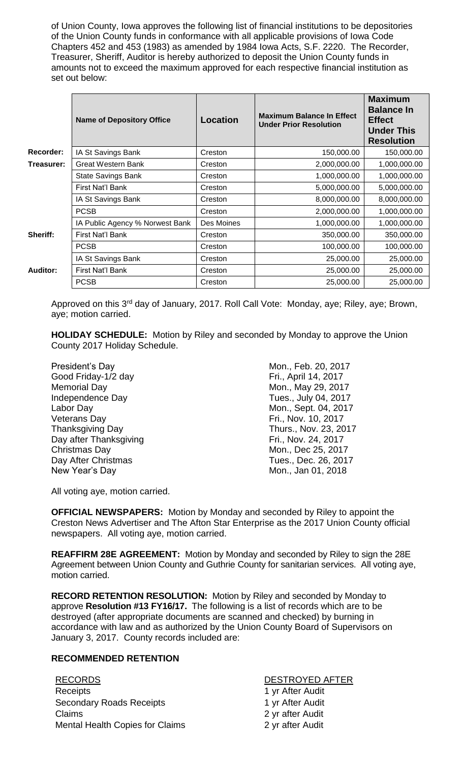of Union County, Iowa approves the following list of financial institutions to be depositories of the Union County funds in conformance with all applicable provisions of Iowa Code Chapters 452 and 453 (1983) as amended by 1984 Iowa Acts, S.F. 2220. The Recorder, Treasurer, Sheriff, Auditor is hereby authorized to deposit the Union County funds in amounts not to exceed the maximum approved for each respective financial institution as set out below:

| | Name of Depository Office | Location | Maximum Balance In Effect Under Prior Resolution | Maximum Balance In Effect Under This Resolution |
|---|---|---|---|---|
| **Recorder:** | IA St Savings Bank | Creston | 150,000.00 | 150,000.00 |
| **Treasurer:** | Great Western Bank | Creston | 2,000,000.00 | 1,000,000.00 |
| | State Savings Bank | Creston | 1,000,000.00 | 1,000,000.00 |
| | First Nat'l Bank | Creston | 5,000,000.00 | 5,000,000.00 |
| | IA St Savings Bank | Creston | 8,000,000.00 | 8,000,000.00 |
| | PCSB | Creston | 2,000,000.00 | 1,000,000.00 |
| | IA Public Agency % Norwest Bank | Des Moines | 1,000,000.00 | 1,000,000.00 |
| **Sheriff:** | First Nat'l Bank | Creston | 350,000.00 | 350,000.00 |
| | PCSB | Creston | 100,000.00 | 100,000.00 |
| | IA St Savings Bank | Creston | 25,000.00 | 25,000.00 |
| **Auditor:** | First Nat'l Bank | Creston | 25,000.00 | 25,000.00 |
| | PCSB | Creston | 25,000.00 | 25,000.00 |

Approved on this 3rd day of January, 2017. Roll Call Vote: Monday, aye; Riley, aye; Brown, aye; motion carried.

**HOLIDAY SCHEDULE:** Motion by Riley and seconded by Monday to approve the Union County 2017 Holiday Schedule.

| | |
|---|---|
| President's Day | Mon., Feb. 20, 2017 |
| Good Friday-1/2 day | Fri., April 14, 2017 |
| Memorial Day | Mon., May 29, 2017 |
| Independence Day | Tues., July 04, 2017 |
| Labor Day | Mon., Sept. 04, 2017 |
| Veterans Day | Fri., Nov. 10, 2017 |
| Thanksgiving Day | Thurs., Nov. 23, 2017 |
| Day after Thanksgiving | Fri., Nov. 24, 2017 |
| Christmas Day | Mon., Dec 25, 2017 |
| Day After Christmas | Tues., Dec. 26, 2017 |
| New Year's Day | Mon., Jan 01, 2018 |

All voting aye, motion carried.

**OFFICIAL NEWSPAPERS:** Motion by Monday and seconded by Riley to appoint the Creston News Advertiser and The Afton Star Enterprise as the 2017 Union County official newspapers. All voting aye, motion carried.

**REAFFIRM 28E AGREEMENT:** Motion by Monday and seconded by Riley to sign the 28E Agreement between Union County and Guthrie County for sanitarian services. All voting aye, motion carried.

**RECORD RETENTION RESOLUTION:** Motion by Riley and seconded by Monday to approve **Resolution #13 FY16/17.** The following is a list of records which are to be destroyed (after appropriate documents are scanned and checked) by burning in accordance with law and as authorized by the Union County Board of Supervisors on January 3, 2017. County records included are:

**RECOMMENDED RETENTION**

| RECORDS | DESTROYED AFTER |
|---|---|
| Receipts | 1 yr After Audit |
| Secondary Roads Receipts | 1 yr After Audit |
| Claims | 2 yr after Audit |
| Mental Health Copies for Claims | 2 yr after Audit |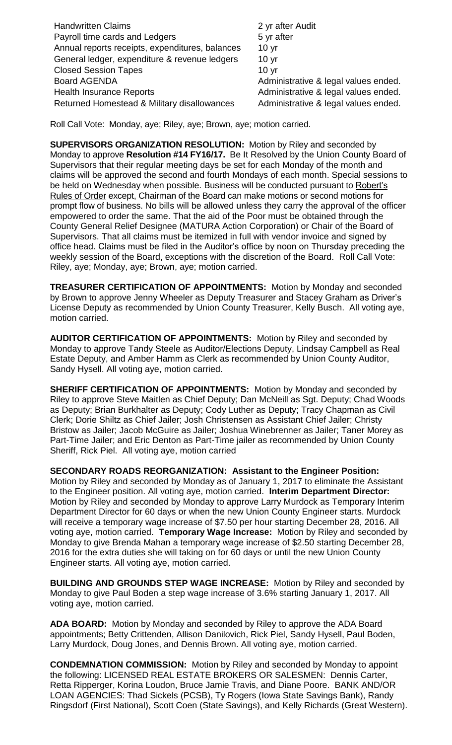| | |
|---|---|
| Handwritten Claims | 2 yr after Audit |
| Payroll time cards and Ledgers | 5 yr after |
| Annual reports receipts, expenditures, balances | 10 yr |
| General ledger, expenditure & revenue ledgers | 10 yr |
| Closed Session Tapes | 10 yr |
| Board AGENDA | Administrative & legal values ended. |
| Health Insurance Reports | Administrative & legal values ended. |
| Returned Homestead & Military disallowances | Administrative & legal values ended. |

Roll Call Vote: Monday, aye; Riley, aye; Brown, aye; motion carried.

**SUPERVISORS ORGANIZATION RESOLUTION:** Motion by Riley and seconded by Monday to approve **Resolution #14 FY16/17.** Be It Resolved by the Union County Board of Supervisors that their regular meeting days be set for each Monday of the month and claims will be approved the second and fourth Mondays of each month. Special sessions to be held on Wednesday when possible. Business will be conducted pursuant to Robert's Rules of Order except, Chairman of the Board can make motions or second motions for prompt flow of business. No bills will be allowed unless they carry the approval of the officer empowered to order the same. That the aid of the Poor must be obtained through the County General Relief Designee (MATURA Action Corporation) or Chair of the Board of Supervisors. That all claims must be itemized in full with vendor invoice and signed by office head. Claims must be filed in the Auditor's office by noon on Thursday preceding the weekly session of the Board, exceptions with the discretion of the Board. Roll Call Vote: Riley, aye; Monday, aye; Brown, aye; motion carried.

**TREASURER CERTIFICATION OF APPOINTMENTS:** Motion by Monday and seconded by Brown to approve Jenny Wheeler as Deputy Treasurer and Stacey Graham as Driver's License Deputy as recommended by Union County Treasurer, Kelly Busch. All voting aye, motion carried.

**AUDITOR CERTIFICATION OF APPOINTMENTS:** Motion by Riley and seconded by Monday to approve Tandy Steele as Auditor/Elections Deputy, Lindsay Campbell as Real Estate Deputy, and Amber Hamm as Clerk as recommended by Union County Auditor, Sandy Hysell. All voting aye, motion carried.

**SHERIFF CERTIFICATION OF APPOINTMENTS:** Motion by Monday and seconded by Riley to approve Steve Maitlen as Chief Deputy; Dan McNeill as Sgt. Deputy; Chad Woods as Deputy; Brian Burkhalter as Deputy; Cody Luther as Deputy; Tracy Chapman as Civil Clerk; Dorie Shiltz as Chief Jailer; Josh Christensen as Assistant Chief Jailer; Christy Bristow as Jailer; Jacob McGuire as Jailer; Joshua Winebrenner as Jailer; Taner Morey as Part-Time Jailer; and Eric Denton as Part-Time jailer as recommended by Union County Sheriff, Rick Piel. All voting aye, motion carried

**SECONDARY ROADS REORGANIZATION: Assistant to the Engineer Position:** Motion by Riley and seconded by Monday as of January 1, 2017 to eliminate the Assistant to the Engineer position. All voting aye, motion carried. **Interim Department Director:** Motion by Riley and seconded by Monday to approve Larry Murdock as Temporary Interim Department Director for 60 days or when the new Union County Engineer starts. Murdock will receive a temporary wage increase of $7.50 per hour starting December 28, 2016. All voting aye, motion carried. **Temporary Wage Increase:** Motion by Riley and seconded by Monday to give Brenda Mahan a temporary wage increase of $2.50 starting December 28, 2016 for the extra duties she will taking on for 60 days or until the new Union County Engineer starts. All voting aye, motion carried.

**BUILDING AND GROUNDS STEP WAGE INCREASE:** Motion by Riley and seconded by Monday to give Paul Boden a step wage increase of 3.6% starting January 1, 2017. All voting aye, motion carried.

**ADA BOARD:** Motion by Monday and seconded by Riley to approve the ADA Board appointments; Betty Crittenden, Allison Danilovich, Rick Piel, Sandy Hysell, Paul Boden, Larry Murdock, Doug Jones, and Dennis Brown. All voting aye, motion carried.

**CONDEMNATION COMMISSION:** Motion by Riley and seconded by Monday to appoint the following: LICENSED REAL ESTATE BROKERS OR SALESMEN: Dennis Carter, Retta Ripperger, Korina Loudon, Bruce Jamie Travis, and Diane Poore. BANK AND/OR LOAN AGENCIES: Thad Sickels (PCSB), Ty Rogers (Iowa State Savings Bank), Randy Ringsdorf (First National), Scott Coen (State Savings), and Kelly Richards (Great Western).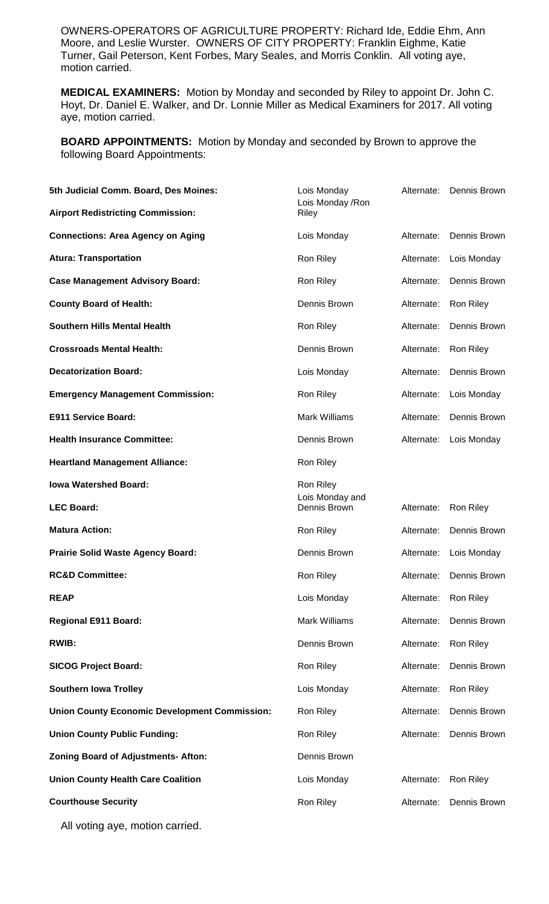OWNERS-OPERATORS OF AGRICULTURE PROPERTY: Richard Ide, Eddie Ehm, Ann Moore, and Leslie Wurster. OWNERS OF CITY PROPERTY: Franklin Eighme, Katie Turner, Gail Peterson, Kent Forbes, Mary Seales, and Morris Conklin. All voting aye, motion carried.

**MEDICAL EXAMINERS:** Motion by Monday and seconded by Riley to appoint Dr. John C. Hoyt, Dr. Daniel E. Walker, and Dr. Lonnie Miller as Medical Examiners for 2017. All voting aye, motion carried.

**BOARD APPOINTMENTS:** Motion by Monday and seconded by Brown to approve the following Board Appointments:

| | | | |
|---|---|---|---|
| **5th Judicial Comm. Board, Des Moines:** | Lois Monday | Alternate: | Dennis Brown |
| **Airport Redistricting Commission:** | Lois Monday /Ron Riley | | |
| **Connections: Area Agency on Aging** | Lois Monday | Alternate: | Dennis Brown |
| **Atura: Transportation** | Ron Riley | Alternate: | Lois Monday |
| **Case Management Advisory Board:** | Ron Riley | Alternate: | Dennis Brown |
| **County Board of Health:** | Dennis Brown | Alternate: | Ron Riley |
| **Southern Hills Mental Health** | Ron Riley | Alternate: | Dennis Brown |
| **Crossroads Mental Health:** | Dennis Brown | Alternate: | Ron Riley |
| **Decatorization Board:** | Lois Monday | Alternate: | Dennis Brown |
| **Emergency Management Commission:** | Ron Riley | Alternate: | Lois Monday |
| **E911 Service Board:** | Mark Williams | Alternate: | Dennis Brown |
| **Health Insurance Committee:** | Dennis Brown | Alternate: | Lois Monday |
| **Heartland Management Alliance:** | Ron Riley | | |
| **Iowa Watershed Board:** | Ron Riley | | |
| **LEC Board:** | Lois Monday and Dennis Brown | Alternate: | Ron Riley |
| **Matura Action:** | Ron Riley | Alternate: | Dennis Brown |
| **Prairie Solid Waste Agency Board:** | Dennis Brown | Alternate: | Lois Monday |
| **RC&D Committee:** | Ron Riley | Alternate: | Dennis Brown |
| **REAP** | Lois Monday | Alternate: | Ron Riley |
| **Regional E911 Board:** | Mark Williams | Alternate: | Dennis Brown |
| **RWIB:** | Dennis Brown | Alternate: | Ron Riley |
| **SICOG Project Board:** | Ron Riley | Alternate: | Dennis Brown |
| **Southern Iowa Trolley** | Lois Monday | Alternate: | Ron Riley |
| **Union County Economic Development Commission:** | Ron Riley | Alternate: | Dennis Brown |
| **Union County Public Funding:** | Ron Riley | Alternate: | Dennis Brown |
| **Zoning Board of Adjustments- Afton:** | Dennis Brown | | |
| **Union County Health Care Coalition** | Lois Monday | Alternate: | Ron Riley |
| **Courthouse Security** | Ron Riley | Alternate: | Dennis Brown |

All voting aye, motion carried.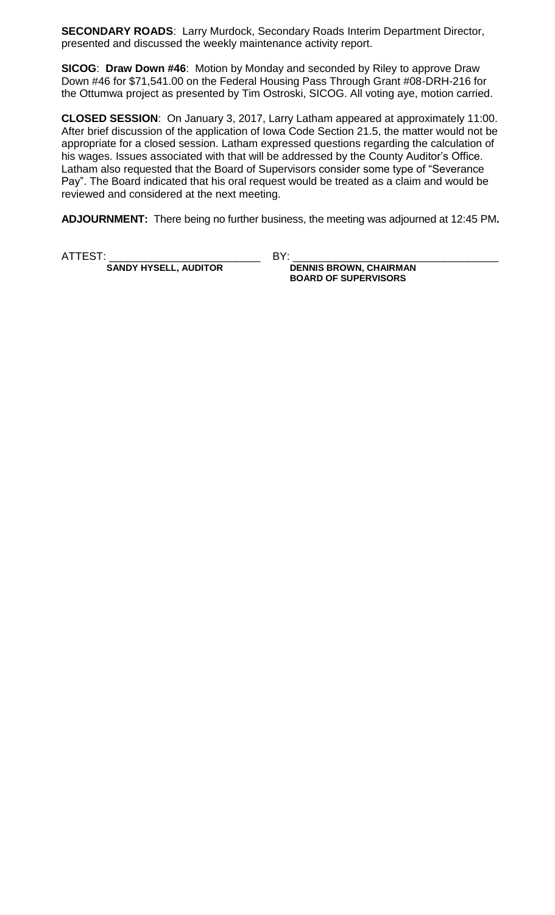**SECONDARY ROADS**: Larry Murdock, Secondary Roads Interim Department Director, presented and discussed the weekly maintenance activity report.

**SICOG**: **Draw Down #46**: Motion by Monday and seconded by Riley to approve Draw Down #46 for $71,541.00 on the Federal Housing Pass Through Grant #08-DRH-216 for the Ottumwa project as presented by Tim Ostroski, SICOG. All voting aye, motion carried.

**CLOSED SESSION**: On January 3, 2017, Larry Latham appeared at approximately 11:00. After brief discussion of the application of Iowa Code Section 21.5, the matter would not be appropriate for a closed session. Latham expressed questions regarding the calculation of his wages. Issues associated with that will be addressed by the County Auditor's Office. Latham also requested that the Board of Supervisors consider some type of "Severance Pay". The Board indicated that his oral request would be treated as a claim and would be reviewed and considered at the next meeting.

**ADJOURNMENT:** There being no further business, the meeting was adjourned at 12:45 PM**.**

ATTEST: _________________________ BY: ___________________________________

**SANDY HYSELL, AUDITOR** **DENNIS BROWN, CHAIRMAN**
**BOARD OF SUPERVISORS**